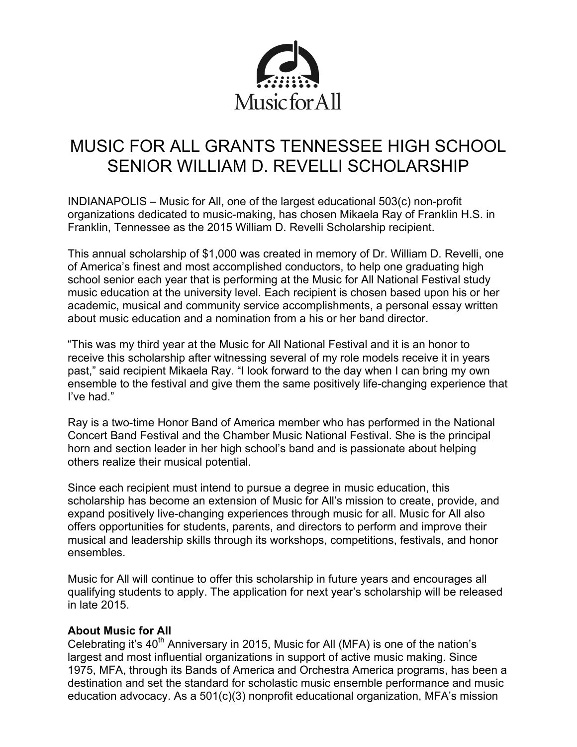Music for All

# MUSIC FOR ALL GRANTS TENNESSEE HIGH SCHOOL SENIOR WILLIAM D. REVELLI SCHOLARSHIP

INDIANAPOLIS – Music for All, one of the largest educational 503(c) non-profit organizations dedicated to music-making, has chosen Mikaela Ray of Franklin H.S. in Franklin, Tennessee as the 2015 William D. Revelli Scholarship recipient.

This annual scholarship of $1,000 was created in memory of Dr. William D. Revelli, one of America's finest and most accomplished conductors, to help one graduating high school senior each year that is performing at the Music for All National Festival study music education at the university level. Each recipient is chosen based upon his or her academic, musical and community service accomplishments, a personal essay written about music education and a nomination from a his or her band director.

"This was my third year at the Music for All National Festival and it is an honor to receive this scholarship after witnessing several of my role models receive it in years past," said recipient Mikaela Ray. "I look forward to the day when I can bring my own ensemble to the festival and give them the same positively life-changing experience that I've had."

Ray is a two-time Honor Band of America member who has performed in the National Concert Band Festival and the Chamber Music National Festival. She is the principal horn and section leader in her high school's band and is passionate about helping others realize their musical potential.

Since each recipient must intend to pursue a degree in music education, this scholarship has become an extension of Music for All's mission to create, provide, and expand positively live-changing experiences through music for all. Music for All also offers opportunities for students, parents, and directors to perform and improve their musical and leadership skills through its workshops, competitions, festivals, and honor ensembles.

Music for All will continue to offer this scholarship in future years and encourages all qualifying students to apply. The application for next year's scholarship will be released in late 2015.

**About Music for All**
Celebrating it's 40th Anniversary in 2015, Music for All (MFA) is one of the nation's largest and most influential organizations in support of active music making. Since 1975, MFA, through its Bands of America and Orchestra America programs, has been a destination and set the standard for scholastic music ensemble performance and music education advocacy. As a 501(c)(3) nonprofit educational organization, MFA's mission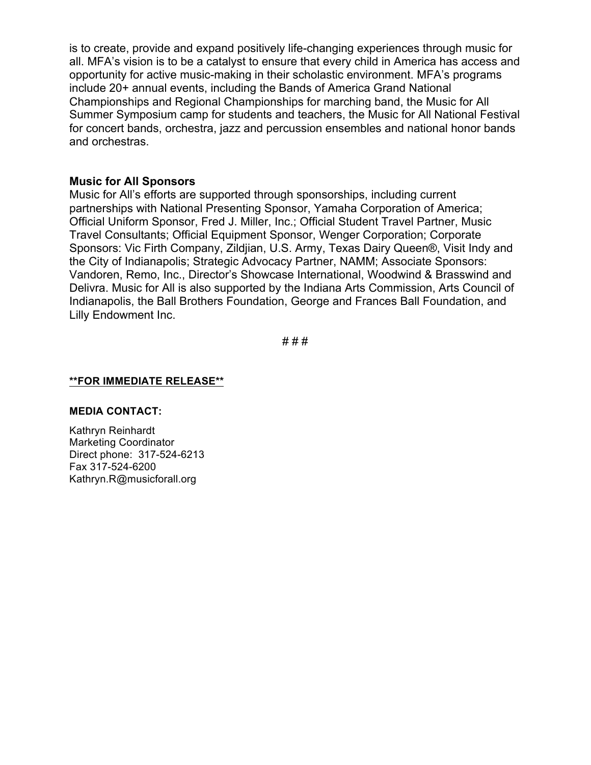is to create, provide and expand positively life-changing experiences through music for all. MFA's vision is to be a catalyst to ensure that every child in America has access and opportunity for active music-making in their scholastic environment. MFA's programs include 20+ annual events, including the Bands of America Grand National Championships and Regional Championships for marching band, the Music for All Summer Symposium camp for students and teachers, the Music for All National Festival for concert bands, orchestra, jazz and percussion ensembles and national honor bands and orchestras.

**Music for All Sponsors**

Music for All's efforts are supported through sponsorships, including current partnerships with National Presenting Sponsor, Yamaha Corporation of America; Official Uniform Sponsor, Fred J. Miller, Inc.; Official Student Travel Partner, Music Travel Consultants; Official Equipment Sponsor, Wenger Corporation; Corporate Sponsors: Vic Firth Company, Zildjian, U.S. Army, Texas Dairy Queen®, Visit Indy and the City of Indianapolis; Strategic Advocacy Partner, NAMM; Associate Sponsors: Vandoren, Remo, Inc., Director's Showcase International, Woodwind & Brasswind and Delivra. Music for All is also supported by the Indiana Arts Commission, Arts Council of Indianapolis, the Ball Brothers Foundation, George and Frances Ball Foundation, and Lilly Endowment Inc.

# # #

**<u>**FOR IMMEDIATE RELEASE**</u>**

**MEDIA CONTACT:**

Kathryn Reinhardt
Marketing Coordinator
Direct phone: 317-524-6213
Fax 317-524-6200
Kathryn.R@musicforall.org